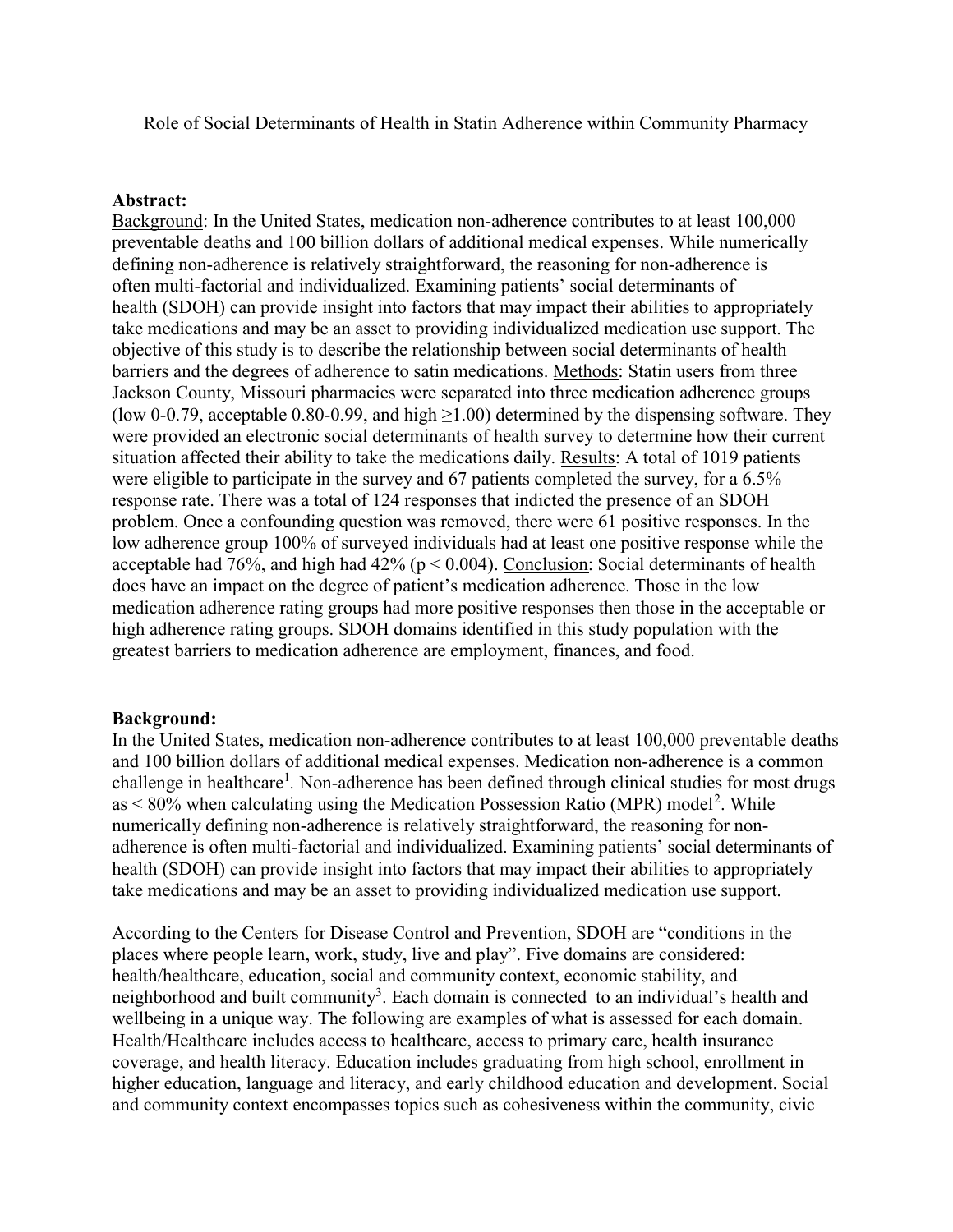# Role of Social Determinants of Health in Statin Adherence within Community Pharmacy

**Abstract:**

Background: In the United States, medication non-adherence contributes to at least 100,000 preventable deaths and 100 billion dollars of additional medical expenses. While numerically defining non-adherence is relatively straightforward, the reasoning for non-adherence is often multi-factorial and individualized. Examining patients' social determinants of health (SDOH) can provide insight into factors that may impact their abilities to appropriately take medications and may be an asset to providing individualized medication use support. The objective of this study is to describe the relationship between social determinants of health barriers and the degrees of adherence to satin medications. Methods: Statin users from three Jackson County, Missouri pharmacies were separated into three medication adherence groups (low 0-0.79, acceptable 0.80-0.99, and high $\geq$1.00) determined by the dispensing software. They were provided an electronic social determinants of health survey to determine how their current situation affected their ability to take the medications daily. Results: A total of 1019 patients were eligible to participate in the survey and 67 patients completed the survey, for a 6.5% response rate. There was a total of 124 responses that indicted the presence of an SDOH problem. Once a confounding question was removed, there were 61 positive responses. In the low adherence group 100% of surveyed individuals had at least one positive response while the acceptable had 76%, and high had 42% ($p < 0.004$). Conclusion: Social determinants of health does have an impact on the degree of patient's medication adherence. Those in the low medication adherence rating groups had more positive responses then those in the acceptable or high adherence rating groups. SDOH domains identified in this study population with the greatest barriers to medication adherence are employment, finances, and food.

**Background:**

In the United States, medication non-adherence contributes to at least 100,000 preventable deaths and 100 billion dollars of additional medical expenses. Medication non-adherence is a common challenge in healthcare[1]. Non-adherence has been defined through clinical studies for most drugs as < 80% when calculating using the Medication Possession Ratio (MPR) model[2]. While numerically defining non-adherence is relatively straightforward, the reasoning for non-adherence is often multi-factorial and individualized. Examining patients' social determinants of health (SDOH) can provide insight into factors that may impact their abilities to appropriately take medications and may be an asset to providing individualized medication use support.

According to the Centers for Disease Control and Prevention, SDOH are "conditions in the places where people learn, work, study, live and play". Five domains are considered: health/healthcare, education, social and community context, economic stability, and neighborhood and built community[3]. Each domain is connected to an individual's health and wellbeing in a unique way. The following are examples of what is assessed for each domain. Health/Healthcare includes access to healthcare, access to primary care, health insurance coverage, and health literacy. Education includes graduating from high school, enrollment in higher education, language and literacy, and early childhood education and development. Social and community context encompasses topics such as cohesiveness within the community, civic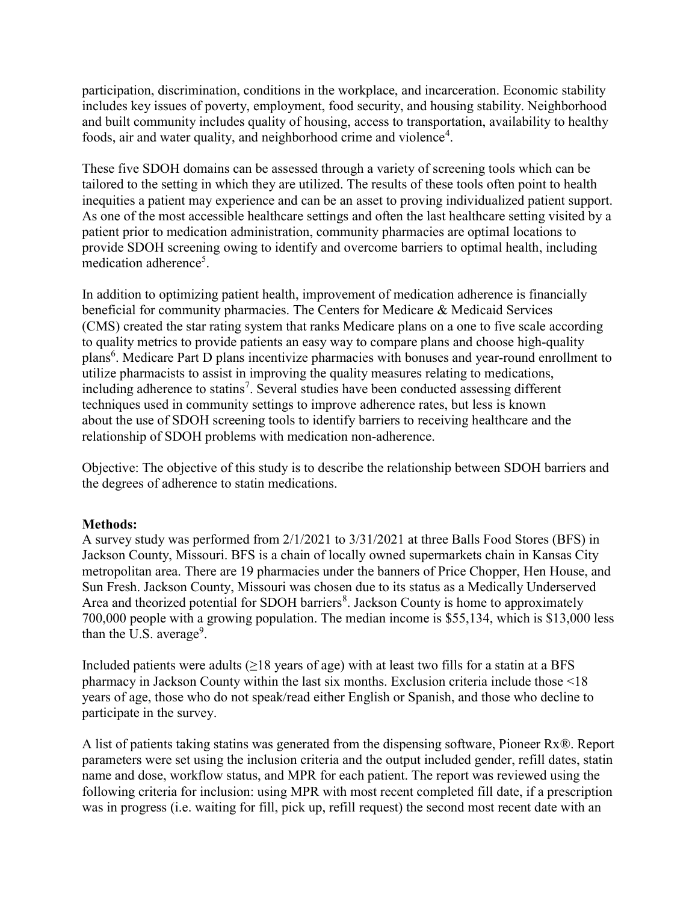participation, discrimination, conditions in the workplace, and incarceration. Economic stability includes key issues of poverty, employment, food security, and housing stability. Neighborhood and built community includes quality of housing, access to transportation, availability to healthy foods, air and water quality, and neighborhood crime and violence[4].

These five SDOH domains can be assessed through a variety of screening tools which can be tailored to the setting in which they are utilized. The results of these tools often point to health inequities a patient may experience and can be an asset to proving individualized patient support. As one of the most accessible healthcare settings and often the last healthcare setting visited by a patient prior to medication administration, community pharmacies are optimal locations to provide SDOH screening owing to identify and overcome barriers to optimal health, including medication adherence[5].

In addition to optimizing patient health, improvement of medication adherence is financially beneficial for community pharmacies. The Centers for Medicare & Medicaid Services (CMS) created the star rating system that ranks Medicare plans on a one to five scale according to quality metrics to provide patients an easy way to compare plans and choose high-quality plans[6]. Medicare Part D plans incentivize pharmacies with bonuses and year-round enrollment to utilize pharmacists to assist in improving the quality measures relating to medications, including adherence to statins[7]. Several studies have been conducted assessing different techniques used in community settings to improve adherence rates, but less is known about the use of SDOH screening tools to identify barriers to receiving healthcare and the relationship of SDOH problems with medication non-adherence.

Objective: The objective of this study is to describe the relationship between SDOH barriers and the degrees of adherence to statin medications.

**Methods:**

A survey study was performed from 2/1/2021 to 3/31/2021 at three Balls Food Stores (BFS) in Jackson County, Missouri. BFS is a chain of locally owned supermarkets chain in Kansas City metropolitan area. There are 19 pharmacies under the banners of Price Chopper, Hen House, and Sun Fresh. Jackson County, Missouri was chosen due to its status as a Medically Underserved Area and theorized potential for SDOH barriers[8]. Jackson County is home to approximately 700,000 people with a growing population. The median income is $55,134, which is $13,000 less than the U.S. average[9].

Included patients were adults (≥18 years of age) with at least two fills for a statin at a BFS pharmacy in Jackson County within the last six months. Exclusion criteria include those <18 years of age, those who do not speak/read either English or Spanish, and those who decline to participate in the survey.

A list of patients taking statins was generated from the dispensing software, Pioneer Rx®. Report parameters were set using the inclusion criteria and the output included gender, refill dates, statin name and dose, workflow status, and MPR for each patient. The report was reviewed using the following criteria for inclusion: using MPR with most recent completed fill date, if a prescription was in progress (i.e. waiting for fill, pick up, refill request) the second most recent date with an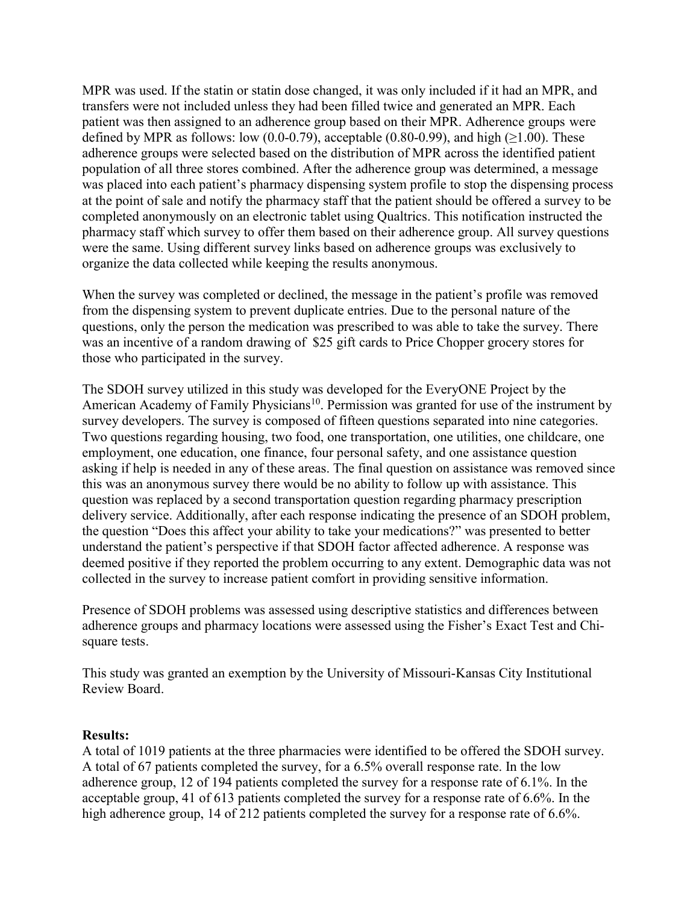MPR was used. If the statin or statin dose changed, it was only included if it had an MPR, and transfers were not included unless they had been filled twice and generated an MPR. Each patient was then assigned to an adherence group based on their MPR. Adherence groups were defined by MPR as follows: low (0.0-0.79), acceptable (0.80-0.99), and high (≥1.00). These adherence groups were selected based on the distribution of MPR across the identified patient population of all three stores combined. After the adherence group was determined, a message was placed into each patient's pharmacy dispensing system profile to stop the dispensing process at the point of sale and notify the pharmacy staff that the patient should be offered a survey to be completed anonymously on an electronic tablet using Qualtrics. This notification instructed the pharmacy staff which survey to offer them based on their adherence group. All survey questions were the same. Using different survey links based on adherence groups was exclusively to organize the data collected while keeping the results anonymous.

When the survey was completed or declined, the message in the patient's profile was removed from the dispensing system to prevent duplicate entries. Due to the personal nature of the questions, only the person the medication was prescribed to was able to take the survey. There was an incentive of a random drawing of $25 gift cards to Price Chopper grocery stores for those who participated in the survey.

The SDOH survey utilized in this study was developed for the EveryONE Project by the American Academy of Family Physicians[10]. Permission was granted for use of the instrument by survey developers. The survey is composed of fifteen questions separated into nine categories. Two questions regarding housing, two food, one transportation, one utilities, one childcare, one employment, one education, one finance, four personal safety, and one assistance question asking if help is needed in any of these areas. The final question on assistance was removed since this was an anonymous survey there would be no ability to follow up with assistance. This question was replaced by a second transportation question regarding pharmacy prescription delivery service. Additionally, after each response indicating the presence of an SDOH problem, the question "Does this affect your ability to take your medications?" was presented to better understand the patient's perspective if that SDOH factor affected adherence. A response was deemed positive if they reported the problem occurring to any extent. Demographic data was not collected in the survey to increase patient comfort in providing sensitive information.

Presence of SDOH problems was assessed using descriptive statistics and differences between adherence groups and pharmacy locations were assessed using the Fisher's Exact Test and Chi-square tests.

This study was granted an exemption by the University of Missouri-Kansas City Institutional Review Board.

**Results:**

A total of 1019 patients at the three pharmacies were identified to be offered the SDOH survey. A total of 67 patients completed the survey, for a 6.5% overall response rate. In the low adherence group, 12 of 194 patients completed the survey for a response rate of 6.1%. In the acceptable group, 41 of 613 patients completed the survey for a response rate of 6.6%. In the high adherence group, 14 of 212 patients completed the survey for a response rate of 6.6%.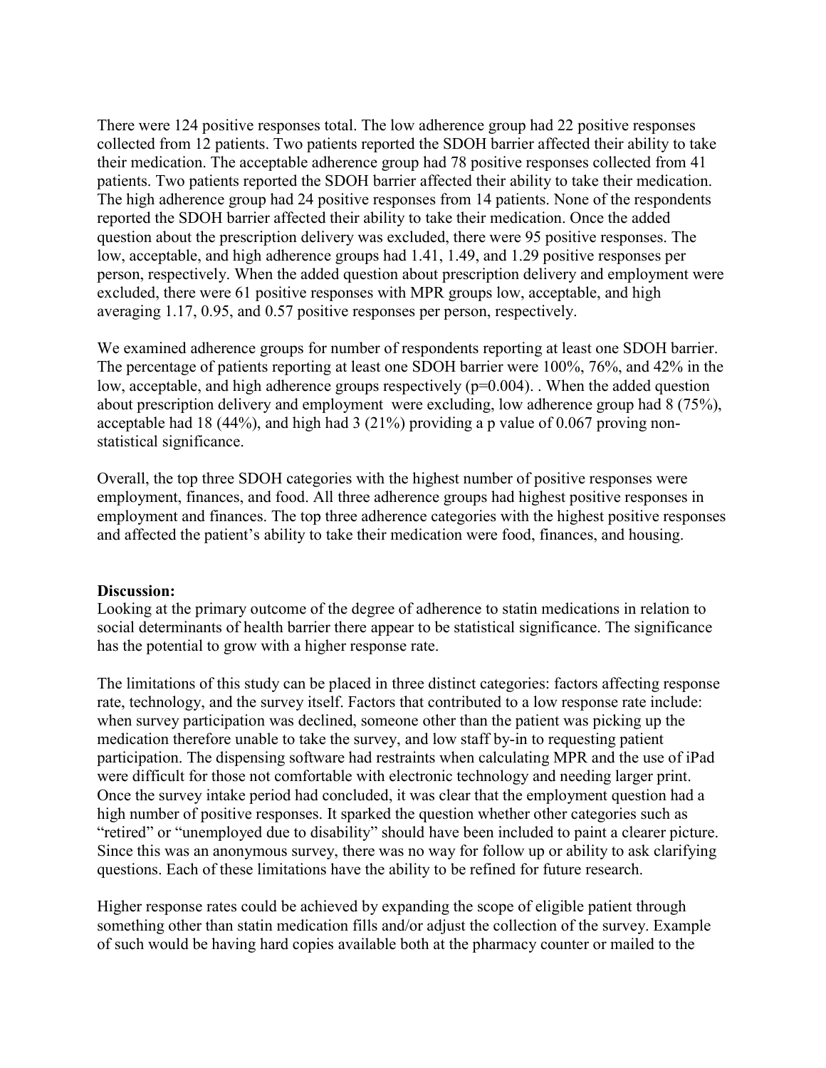There were 124 positive responses total. The low adherence group had 22 positive responses collected from 12 patients. Two patients reported the SDOH barrier affected their ability to take their medication. The acceptable adherence group had 78 positive responses collected from 41 patients. Two patients reported the SDOH barrier affected their ability to take their medication. The high adherence group had 24 positive responses from 14 patients. None of the respondents reported the SDOH barrier affected their ability to take their medication. Once the added question about the prescription delivery was excluded, there were 95 positive responses. The low, acceptable, and high adherence groups had 1.41, 1.49, and 1.29 positive responses per person, respectively. When the added question about prescription delivery and employment were excluded, there were 61 positive responses with MPR groups low, acceptable, and high averaging 1.17, 0.95, and 0.57 positive responses per person, respectively.

We examined adherence groups for number of respondents reporting at least one SDOH barrier. The percentage of patients reporting at least one SDOH barrier were 100%, 76%, and 42% in the low, acceptable, and high adherence groups respectively ($p=0.004$). . When the added question about prescription delivery and employment were excluding, low adherence group had 8 (75%), acceptable had 18 (44%), and high had 3 (21%) providing a p value of 0.067 proving non-statistical significance.

Overall, the top three SDOH categories with the highest number of positive responses were employment, finances, and food. All three adherence groups had highest positive responses in employment and finances. The top three adherence categories with the highest positive responses and affected the patient's ability to take their medication were food, finances, and housing.

**Discussion:**

Looking at the primary outcome of the degree of adherence to statin medications in relation to social determinants of health barrier there appear to be statistical significance. The significance has the potential to grow with a higher response rate.

The limitations of this study can be placed in three distinct categories: factors affecting response rate, technology, and the survey itself. Factors that contributed to a low response rate include: when survey participation was declined, someone other than the patient was picking up the medication therefore unable to take the survey, and low staff by-in to requesting patient participation. The dispensing software had restraints when calculating MPR and the use of iPad were difficult for those not comfortable with electronic technology and needing larger print. Once the survey intake period had concluded, it was clear that the employment question had a high number of positive responses. It sparked the question whether other categories such as "retired" or "unemployed due to disability" should have been included to paint a clearer picture. Since this was an anonymous survey, there was no way for follow up or ability to ask clarifying questions. Each of these limitations have the ability to be refined for future research.

Higher response rates could be achieved by expanding the scope of eligible patient through something other than statin medication fills and/or adjust the collection of the survey. Example of such would be having hard copies available both at the pharmacy counter or mailed to the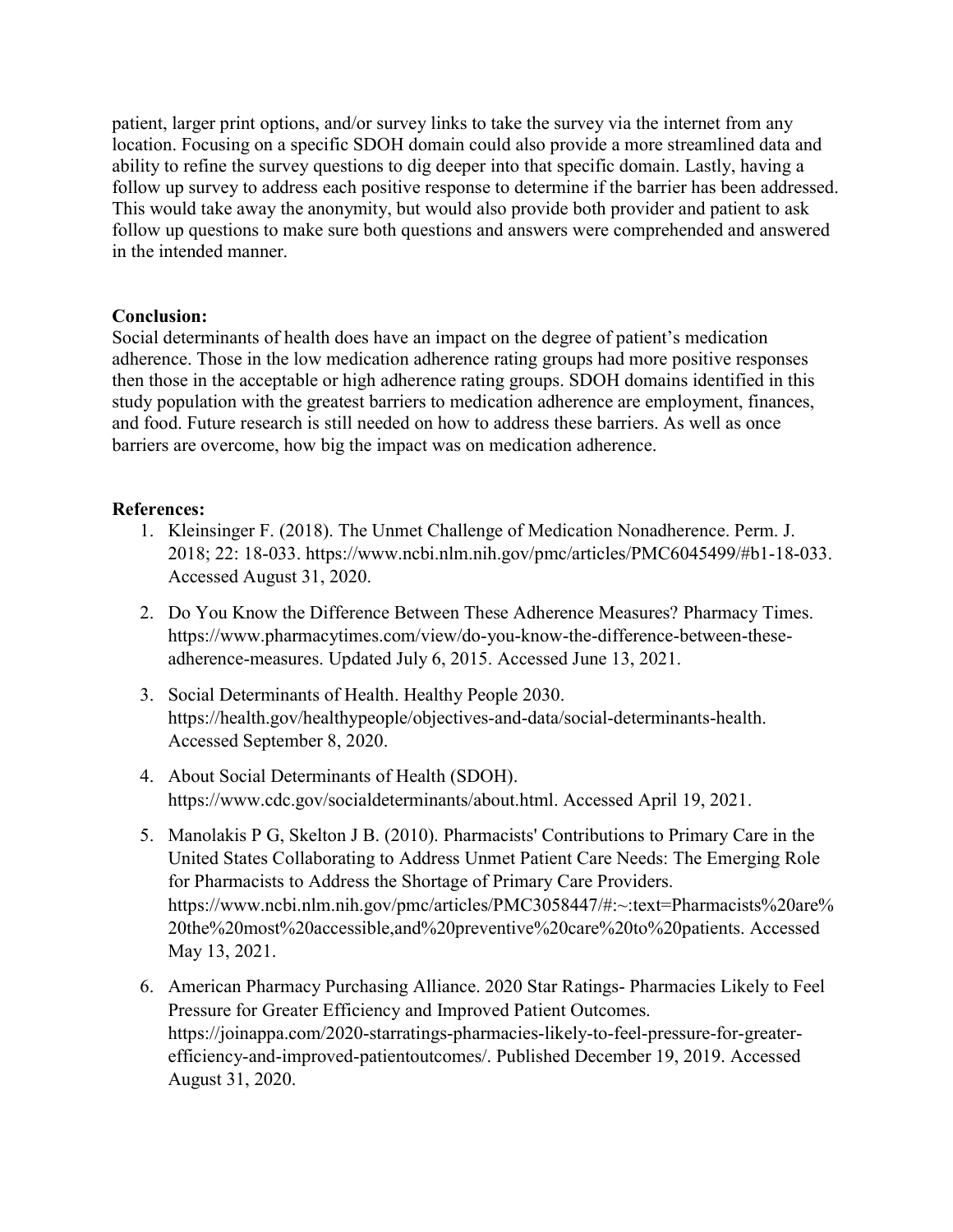patient, larger print options, and/or survey links to take the survey via the internet from any location. Focusing on a specific SDOH domain could also provide a more streamlined data and ability to refine the survey questions to dig deeper into that specific domain. Lastly, having a follow up survey to address each positive response to determine if the barrier has been addressed. This would take away the anonymity, but would also provide both provider and patient to ask follow up questions to make sure both questions and answers were comprehended and answered in the intended manner.

**Conclusion:**

Social determinants of health does have an impact on the degree of patient's medication adherence. Those in the low medication adherence rating groups had more positive responses then those in the acceptable or high adherence rating groups. SDOH domains identified in this study population with the greatest barriers to medication adherence are employment, finances, and food. Future research is still needed on how to address these barriers. As well as once barriers are overcome, how big the impact was on medication adherence.

**References:**

1. Kleinsinger F. (2018). The Unmet Challenge of Medication Nonadherence. Perm. J. 2018; 22: 18-033. https://www.ncbi.nlm.nih.gov/pmc/articles/PMC6045499/#b1-18-033. Accessed August 31, 2020.
2. Do You Know the Difference Between These Adherence Measures? Pharmacy Times. https://www.pharmacytimes.com/view/do-you-know-the-difference-between-these-adherence-measures. Updated July 6, 2015. Accessed June 13, 2021.
3. Social Determinants of Health. Healthy People 2030. https://health.gov/healthypeople/objectives-and-data/social-determinants-health. Accessed September 8, 2020.
4. About Social Determinants of Health (SDOH). https://www.cdc.gov/socialdeterminants/about.html. Accessed April 19, 2021.
5. Manolakis P G, Skelton J B. (2010). Pharmacists' Contributions to Primary Care in the United States Collaborating to Address Unmet Patient Care Needs: The Emerging Role for Pharmacists to Address the Shortage of Primary Care Providers. https://www.ncbi.nlm.nih.gov/pmc/articles/PMC3058447/#:~:text=Pharmacists%20are%20the%20most%20accessible,and%20preventive%20care%20to%20patients. Accessed May 13, 2021.
6. American Pharmacy Purchasing Alliance. 2020 Star Ratings- Pharmacies Likely to Feel Pressure for Greater Efficiency and Improved Patient Outcomes. https://joinappa.com/2020-starratings-pharmacies-likely-to-feel-pressure-for-greater-efficiency-and-improved-patientoutcomes/. Published December 19, 2019. Accessed August 31, 2020.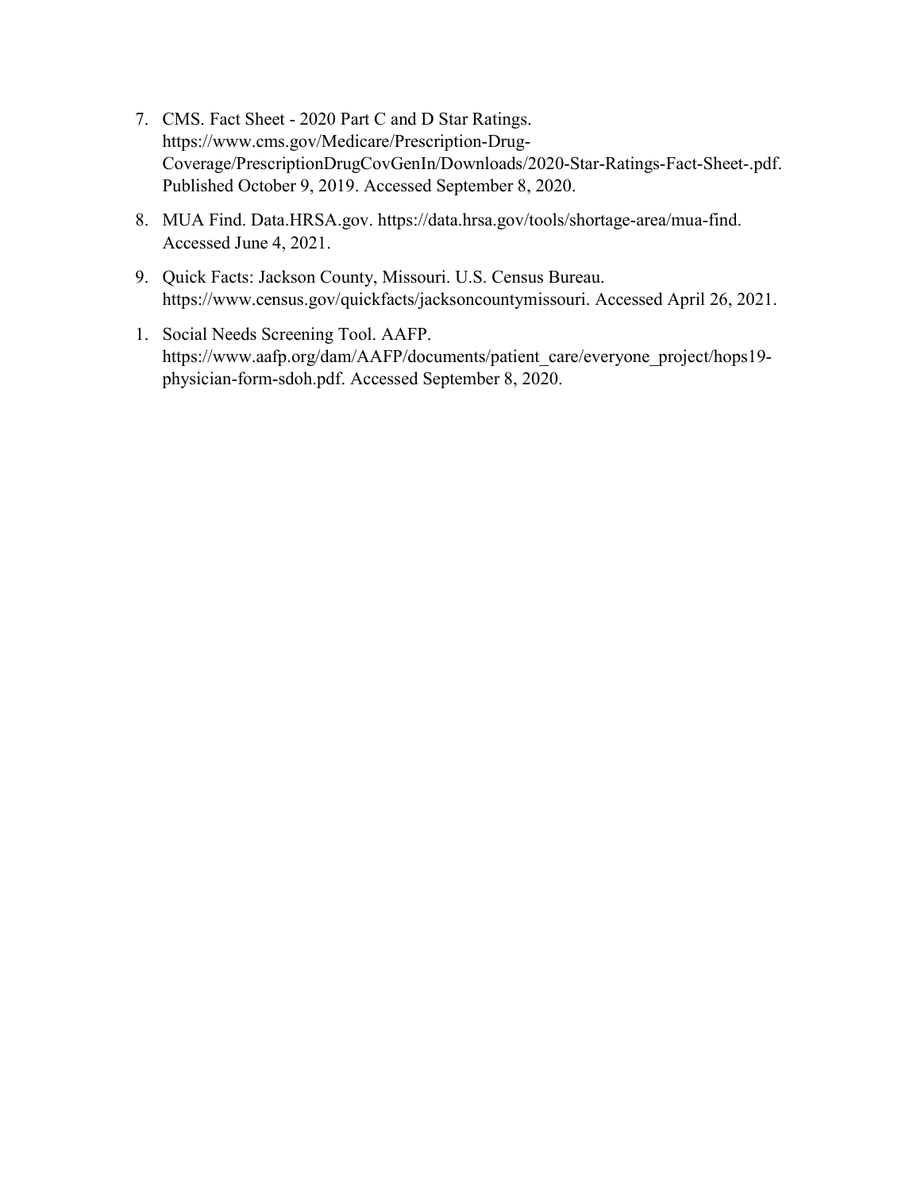7. CMS. Fact Sheet - 2020 Part C and D Star Ratings. https://www.cms.gov/Medicare/Prescription-Drug-Coverage/PrescriptionDrugCovGenIn/Downloads/2020-Star-Ratings-Fact-Sheet-.pdf. Published October 9, 2019. Accessed September 8, 2020.

8. MUA Find. Data.HRSA.gov. https://data.hrsa.gov/tools/shortage-area/mua-find. Accessed June 4, 2021.

9. Quick Facts: Jackson County, Missouri. U.S. Census Bureau. https://www.census.gov/quickfacts/jacksoncountymissouri. Accessed April 26, 2021.

1. Social Needs Screening Tool. AAFP. https://www.aafp.org/dam/AAFP/documents/patient_care/everyone_project/hops19-physician-form-sdoh.pdf. Accessed September 8, 2020.